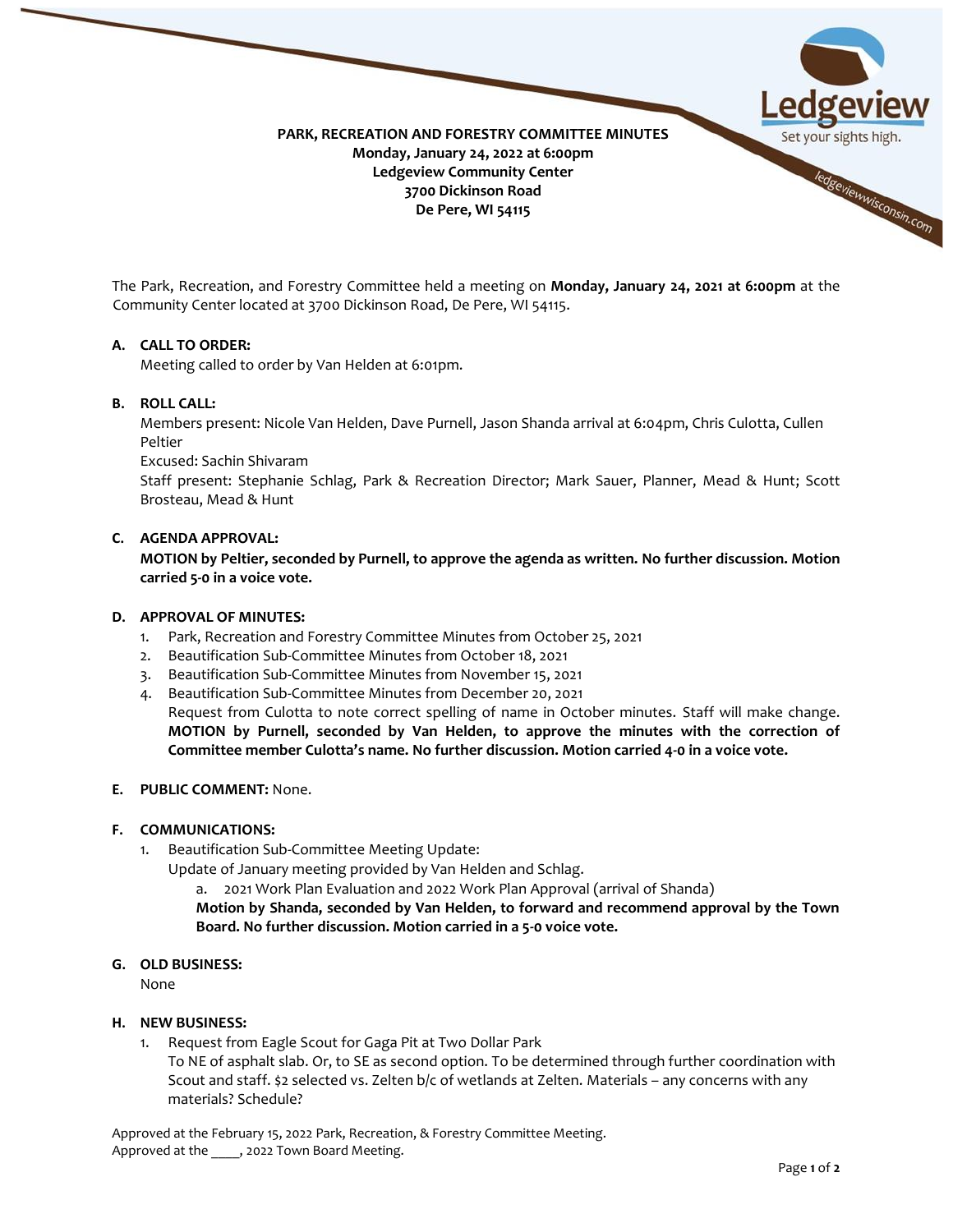# PARK, RECREATION AND FORESTRY COMMITTEE MINUTES

**Monday, January 24, 2022 at 6:00pm**
**Ledgeview Community Center**
**3700 Dickinson Road**
**De Pere, WI 54115**

The Park, Recreation, and Forestry Committee held a meeting on **Monday, January 24, 2021 at 6:00pm** at the Community Center located at 3700 Dickinson Road, De Pere, WI 54115.

**A. CALL TO ORDER:**
Meeting called to order by Van Helden at 6:01pm.

**B. ROLL CALL:**
Members present: Nicole Van Helden, Dave Purnell, Jason Shanda arrival at 6:04pm, Chris Culotta, Cullen Peltier
Excused: Sachin Shivaram
Staff present: Stephanie Schlag, Park & Recreation Director; Mark Sauer, Planner, Mead & Hunt; Scott Brosteau, Mead & Hunt

**C. AGENDA APPROVAL:**
**MOTION by Peltier, seconded by Purnell, to approve the agenda as written. No further discussion. Motion carried 5-0 in a voice vote.**

**D. APPROVAL OF MINUTES:**

1. Park, Recreation and Forestry Committee Minutes from October 25, 2021
2. Beautification Sub-Committee Minutes from October 18, 2021
3. Beautification Sub-Committee Minutes from November 15, 2021
4. Beautification Sub-Committee Minutes from December 20, 2021
   Request from Culotta to note correct spelling of name in October minutes. Staff will make change.
   **MOTION by Purnell, seconded by Van Helden, to approve the minutes with the correction of Committee member Culotta's name. No further discussion. Motion carried 4-0 in a voice vote.**

**E. PUBLIC COMMENT:** None.

**F. COMMUNICATIONS:**

1. Beautification Sub-Committee Meeting Update:
   Update of January meeting provided by Van Helden and Schlag.
   a. 2021 Work Plan Evaluation and 2022 Work Plan Approval (arrival of Shanda)
   **Motion by Shanda, seconded by Van Helden, to forward and recommend approval by the Town Board. No further discussion. Motion carried in a 5-0 voice vote.**

**G. OLD BUSINESS:**
None

**H. NEW BUSINESS:**

1. Request from Eagle Scout for Gaga Pit at Two Dollar Park
   To NE of asphalt slab. Or, to SE as second option. To be determined through further coordination with Scout and staff. $2 selected vs. Zelten b/c of wetlands at Zelten. Materials – any concerns with any materials? Schedule?

Approved at the February 15, 2022 Park, Recreation, & Forestry Committee Meeting.
Approved at the ____, 2022 Town Board Meeting.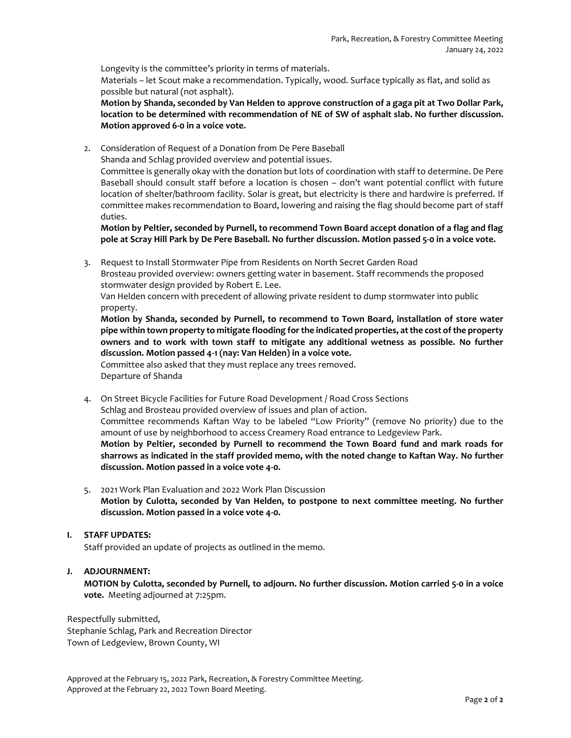Longevity is the committee's priority in terms of materials.

Materials – let Scout make a recommendation. Typically, wood. Surface typically as flat, and solid as possible but natural (not asphalt).

**Motion by Shanda, seconded by Van Helden to approve construction of a gaga pit at Two Dollar Park, location to be determined with recommendation of NE of SW of asphalt slab. No further discussion. Motion approved 6-0 in a voice vote.**

2. Consideration of Request of a Donation from De Pere Baseball

   Shanda and Schlag provided overview and potential issues.

   Committee is generally okay with the donation but lots of coordination with staff to determine. De Pere Baseball should consult staff before a location is chosen – don't want potential conflict with future location of shelter/bathroom facility. Solar is great, but electricity is there and hardwire is preferred. If committee makes recommendation to Board, lowering and raising the flag should become part of staff duties.

   **Motion by Peltier, seconded by Purnell, to recommend Town Board accept donation of a flag and flag pole at Scray Hill Park by De Pere Baseball. No further discussion. Motion passed 5-0 in a voice vote.**

3. Request to Install Stormwater Pipe from Residents on North Secret Garden Road

   Brosteau provided overview: owners getting water in basement. Staff recommends the proposed stormwater design provided by Robert E. Lee.

   Van Helden concern with precedent of allowing private resident to dump stormwater into public property.

   **Motion by Shanda, seconded by Purnell, to recommend to Town Board, installation of store water pipe within town property to mitigate flooding for the indicated properties, at the cost of the property owners and to work with town staff to mitigate any additional wetness as possible. No further discussion. Motion passed 4-1 (nay: Van Helden) in a voice vote.**

   Committee also asked that they must replace any trees removed.

   Departure of Shanda

4. On Street Bicycle Facilities for Future Road Development / Road Cross Sections

   Schlag and Brosteau provided overview of issues and plan of action.

   Committee recommends Kaftan Way to be labeled "Low Priority" (remove No priority) due to the amount of use by neighborhood to access Creamery Road entrance to Ledgeview Park.

   **Motion by Peltier, seconded by Purnell to recommend the Town Board fund and mark roads for sharrows as indicated in the staff provided memo, with the noted change to Kaftan Way. No further discussion. Motion passed in a voice vote 4-0.**

5. 2021 Work Plan Evaluation and 2022 Work Plan Discussion

   **Motion by Culotta, seconded by Van Helden, to postpone to next committee meeting. No further discussion. Motion passed in a voice vote 4-0.**

## I. STAFF UPDATES:

Staff provided an update of projects as outlined in the memo.

## J. ADJOURNMENT:

**MOTION by Culotta, seconded by Purnell, to adjourn. No further discussion. Motion carried 5-0 in a voice vote.** Meeting adjourned at 7:25pm.

Respectfully submitted,
Stephanie Schlag, Park and Recreation Director
Town of Ledgeview, Brown County, WI

Approved at the February 15, 2022 Park, Recreation, & Forestry Committee Meeting.
Approved at the February 22, 2022 Town Board Meeting.